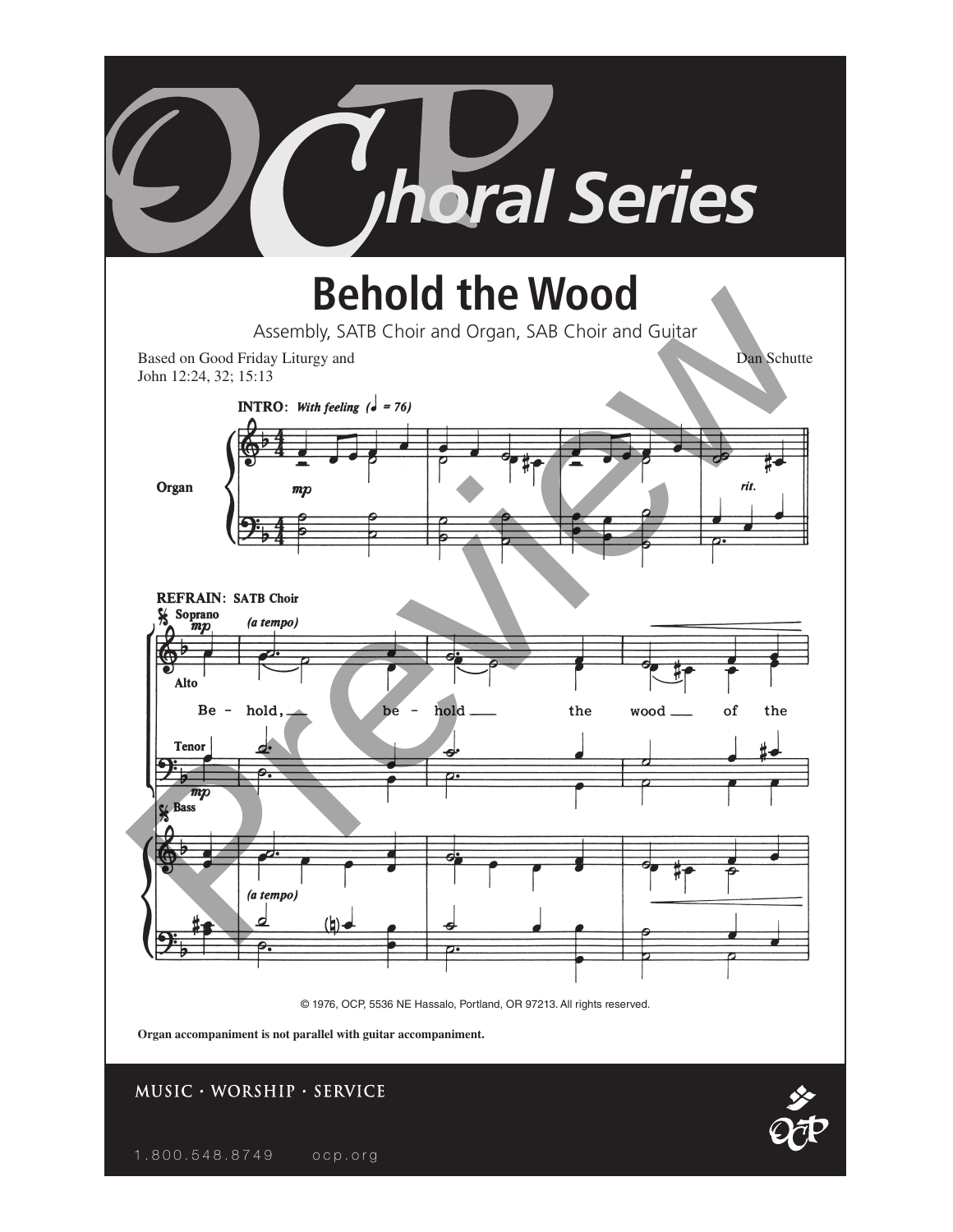# OCP Choral Series

# Behold the Wood

Assembly, SATB Choir and Organ, SAB Choir and Guitar

Based on Good Friday Liturgy and John 12:24, 32; 15:13

Dan Schutte

**INTRO:** *With feeling* (♩ = 76)

Organ

*mp*

*rit.*

**REFRAIN: SATB Choir**

Soprano *mp* *(a tempo)*

Alto

Be - hold, be - hold the wood of the

Tenor

*mp* Bass

*(a tempo)*

© 1976, OCP, 5536 NE Hassalo, Portland, OR 97213. All rights reserved.

**Organ accompaniment is not parallel with guitar accompaniment.**

MUSIC · WORSHIP · SERVICE

1.800.548.8749 ocp.org

Preview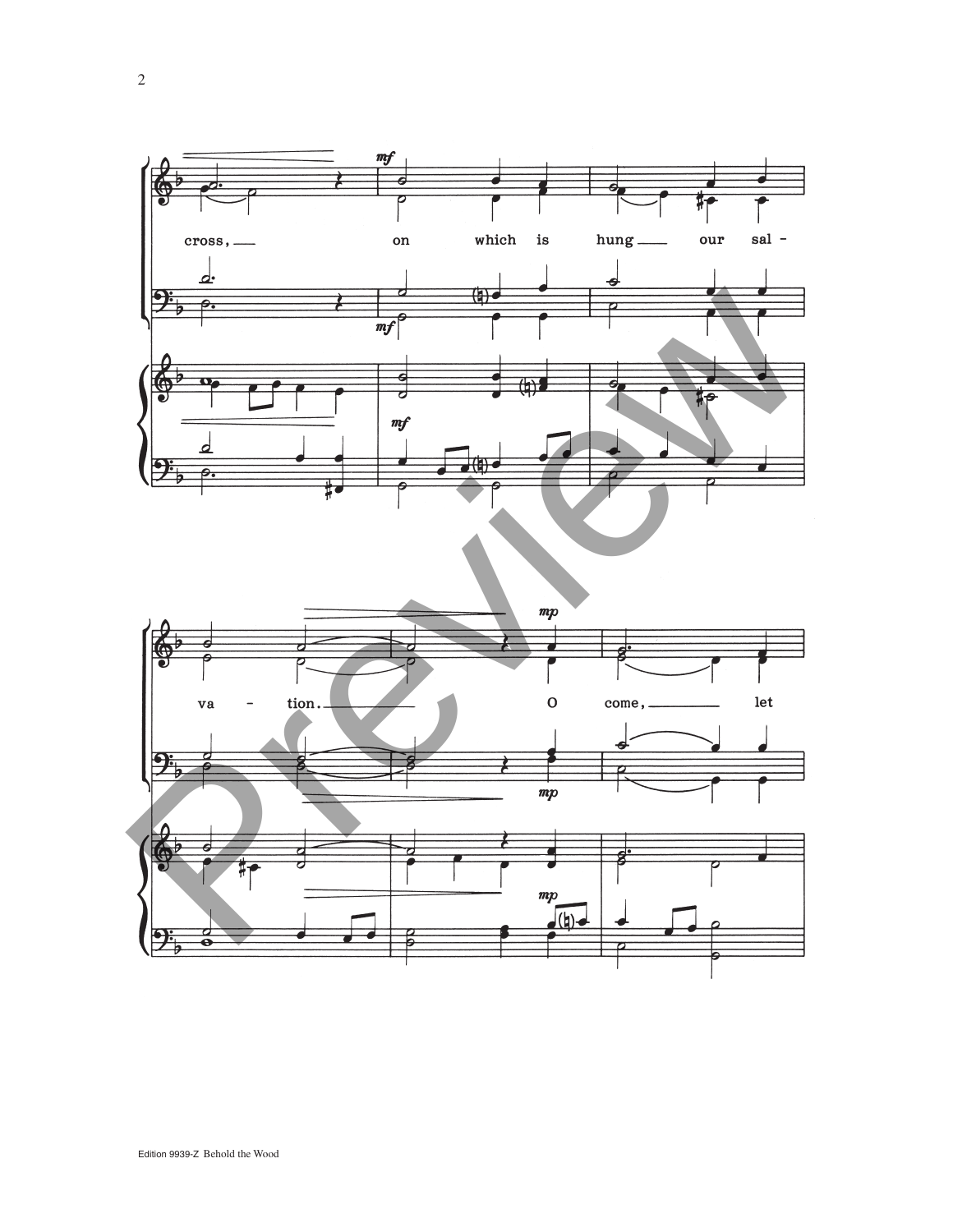cross, on which is hung our sal-

va - tion. O come, let

Edition 9939-Z Behold the Wood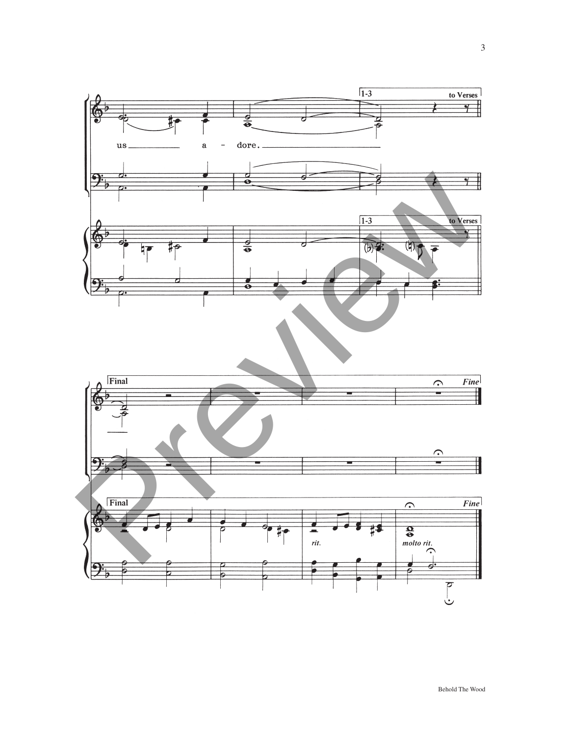1-3 to Verses

us a - dore.

1-3 to Verses

Final *Fine*

Final *Fine*

*rit.*

*molto rit.*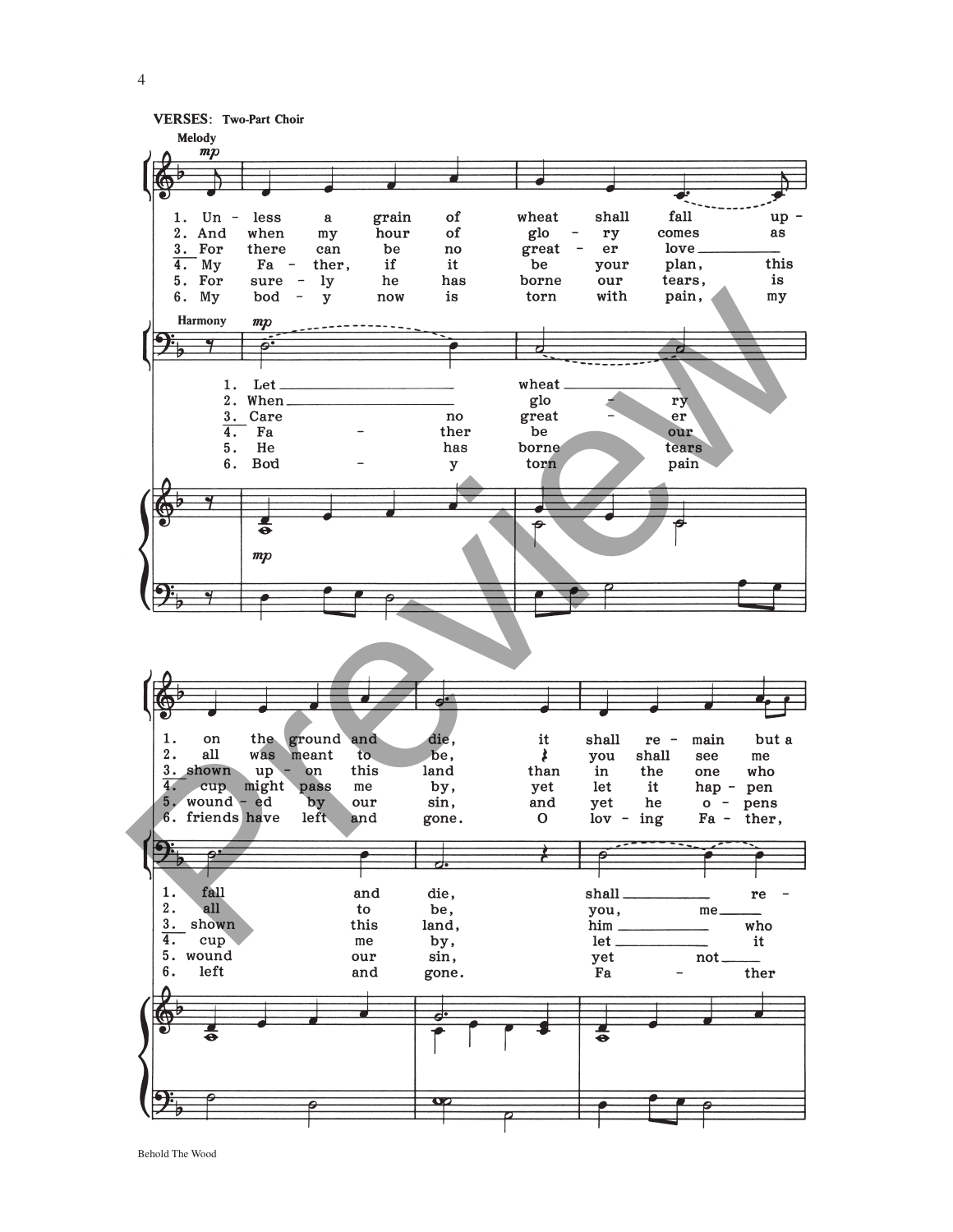**VERSES: Two-Part Choir**

**Melody**

1. Un - less a grain of wheat shall fall up - on the ground and die, it shall re - main but a
2. And when my hour of glo - ry comes as all was meant to be, you shall see me
3. For there can be no great - er love shown up - on this land than in the one who
4. My Fa - ther, if it be your plan, this cup might pass me by, yet let it hap - pen
5. For sure - ly he has borne our tears, is wound - ed by our sin, and yet he o - pens
6. My bod - y now is torn with pain, my friends have left and gone. O lov - ing Fa - ther,

**Harmony**

1. Let wheat fall and die, shall re -
2. When glo - ry all to be, you, me
3. Care no great - er shown this land, him who
4. Fa - ther be our cup me by, let it
5. He has borne tears wound our sin, yet not
6. Bod - y torn pain left and gone. Fa - ther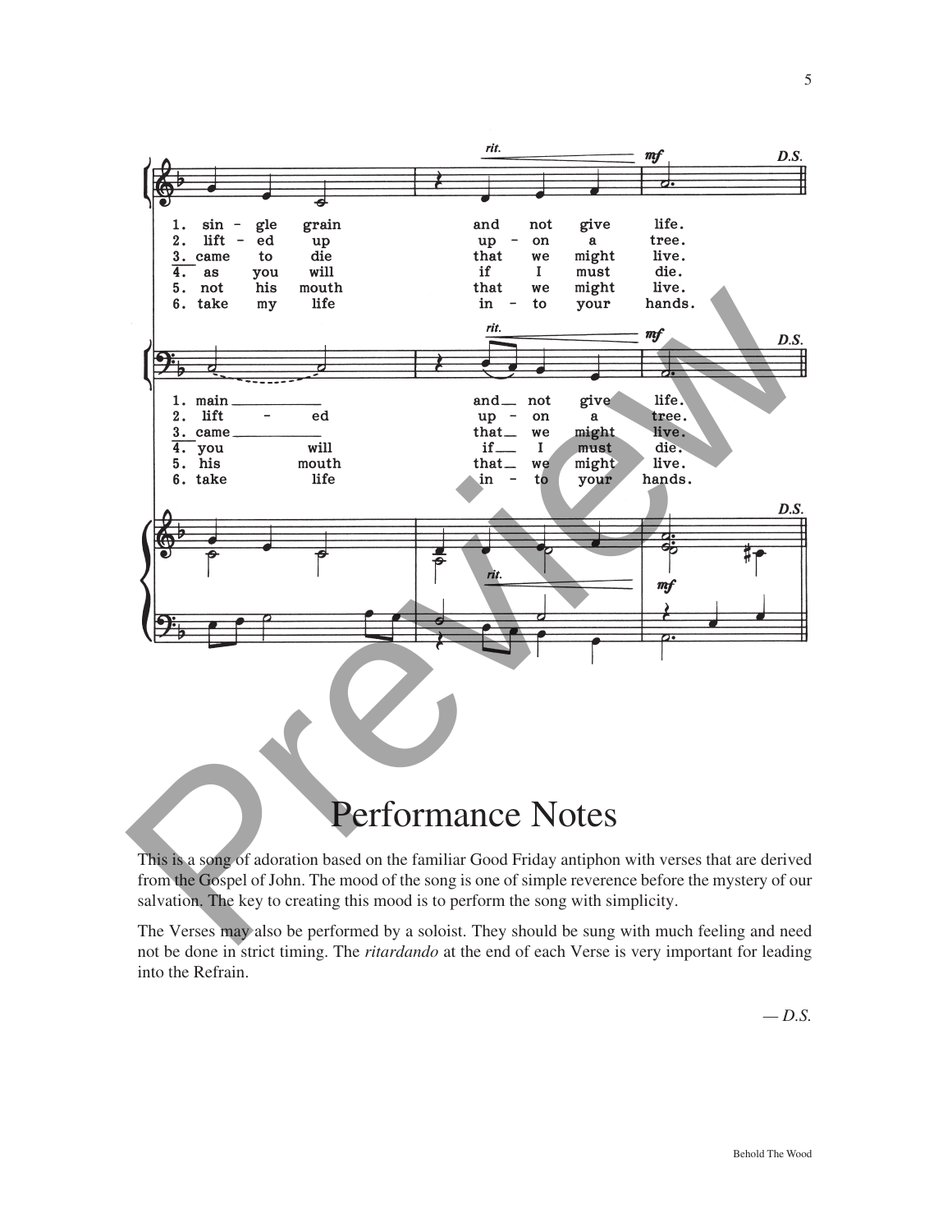# Performance Notes

This is a song of adoration based on the familiar Good Friday antiphon with verses that are derived from the Gospel of John. The mood of the song is one of simple reverence before the mystery of our salvation. The key to creating this mood is to perform the song with simplicity.

The Verses may also be performed by a soloist. They should be sung with much feeling and need not be done in strict timing. The *ritardando* at the end of each Verse is very important for leading into the Refrain.

*— D.S.*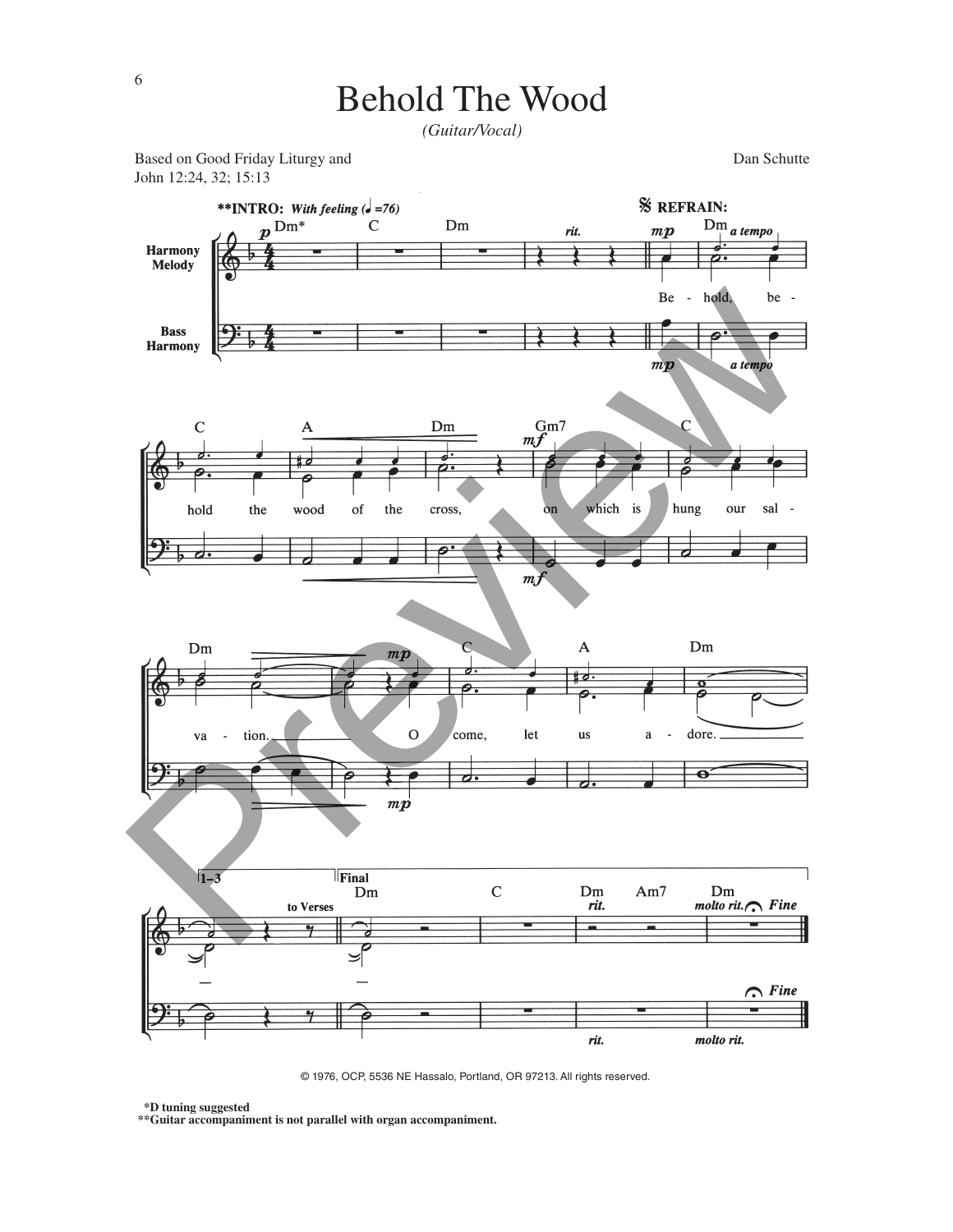# Behold The Wood

*(Guitar/Vocal)*

Based on Good Friday Liturgy and John 12:24, 32; 15:13

Dan Schutte

**INTRO:** *With feeling* (♩ =76)

**REFRAIN:**

Behold, behold the wood of the cross, on which is hung our salvation. O come, let us adore.

1–3 *to Verses*

Final ... *Fine*

© 1976, OCP, 5536 NE Hassalo, Portland, OR 97213. All rights reserved.

**\*D tuning suggested**

**\*\*Guitar accompaniment is not parallel with organ accompaniment.**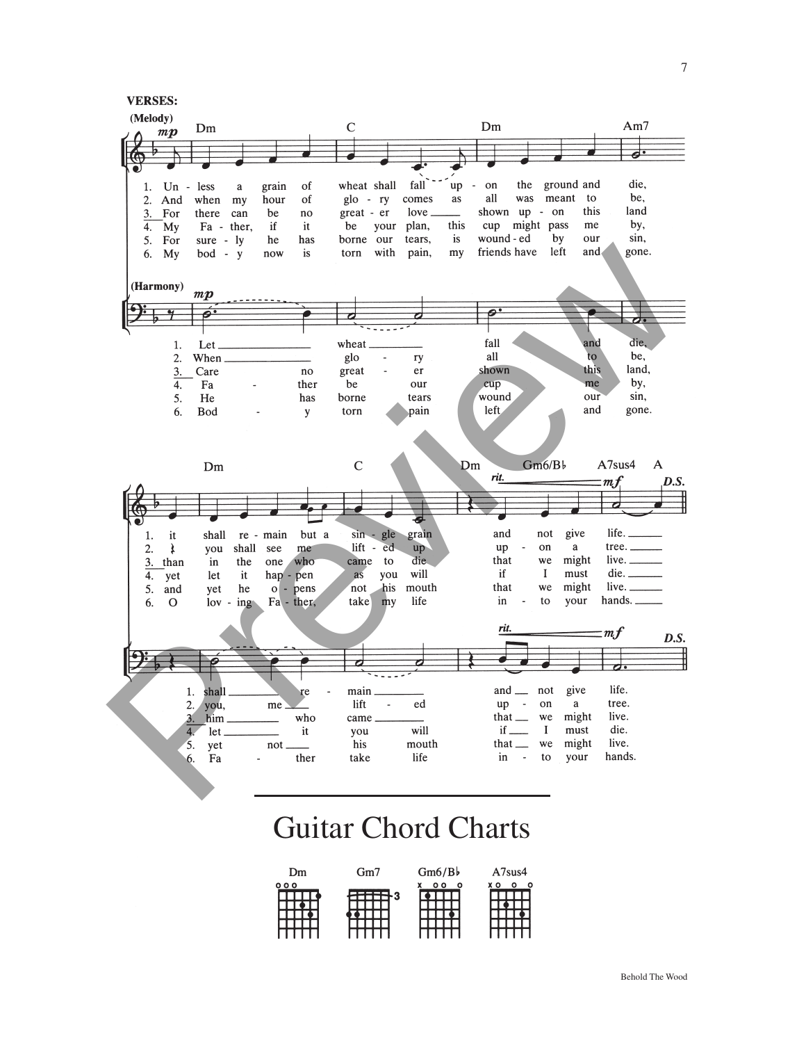**VERSES:**

(Melody)

1. Unless a grain of wheat shall fall upon the ground and die, it shall remain but a single grain and not give life.
2. And when my hour of glory comes as all was meant to be, you shall see me lifted up upon a tree.
3. For there can be no greater love shown upon this land than in the one who came to die that we might live.
4. My Father, if it be your plan, this cup might pass me by, yet let it happen as you will if I must die.
5. For surely he has borne our tears, is wounded by our sin, and yet he opens not his mouth that we might live.
6. My body now is torn with pain, my friends have left and gone. O loving Father, take my life into your hands.

(Harmony)

1. Let wheat fall and die, shall remain and not give life.
2. When glory all to be, you, me lifted up upon a tree.
3. Care no greater shown this land, him who came that we might live.
4. Father be our cup me by, let it you will if I must die.
5. He has borne tears wound our sin, yet not his mouth that we might live.
6. Body torn pain left and gone. Father take life into your hands.

Chords: Dm, C, Dm, Am7, Dm, C, Dm, Gm6/B♭, A7sus4, A

*rit.* *mf* *D.S.*

# Guitar Chord Charts

Dm, Gm7, Gm6/B♭, A7sus4

Behold The Wood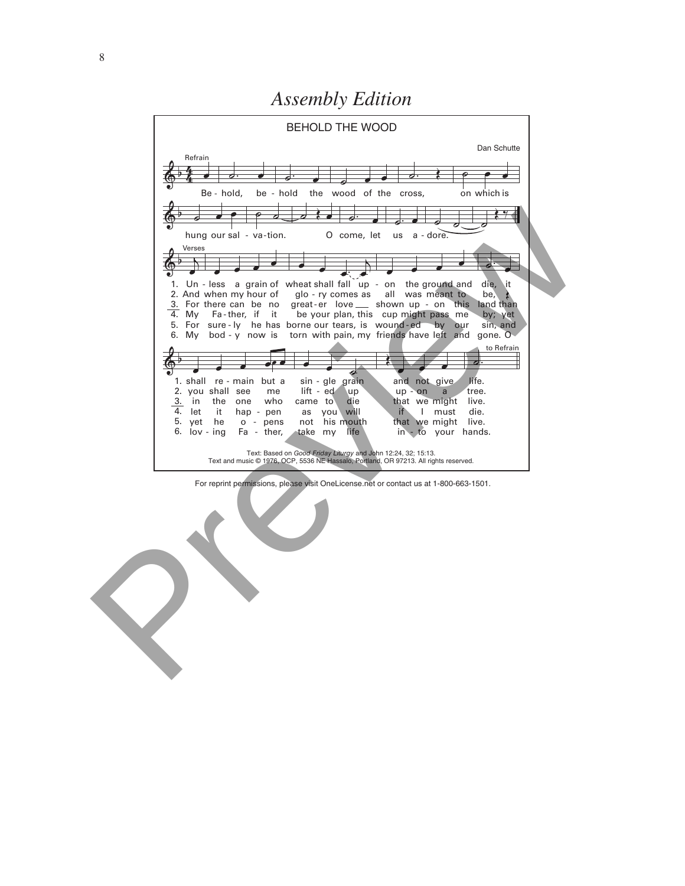# *Assembly Edition*

BEHOLD THE WOOD

Dan Schutte

Refrain

Be - hold, be - hold the wood of the cross, on which is hung our sal - va - tion. O come, let us a - dore.

Verses

1. Un - less a grain of wheat shall fall up - on the ground and die, it shall re - main but a sin - gle grain and not give life.
2. And when my hour of glo - ry comes as all was meant to be, you shall see me lift - ed up up - on a tree.
3. For there can be no great - er love ___ shown up - on this land than in the one who came to die that we might live.
4. My Fa - ther, if it be your plan, this cup might pass me by; yet let it hap - pen as you will if I must die.
5. For sure - ly he has borne our tears, is wound - ed by our sin, and yet he o - pens not his mouth that we might live.
6. My bod - y now is torn with pain, my friends have left and gone. O lov - ing Fa - ther, take my life in - to your hands.

to Refrain

Text: Based on *Good Friday Liturgy* and John 12:24, 32; 15:13.
Text and music © 1976, OCP, 5536 NE Hassalo, Portland, OR 97213. All rights reserved.

For reprint permissions, please visit OneLicense.net or contact us at 1-800-663-1501.